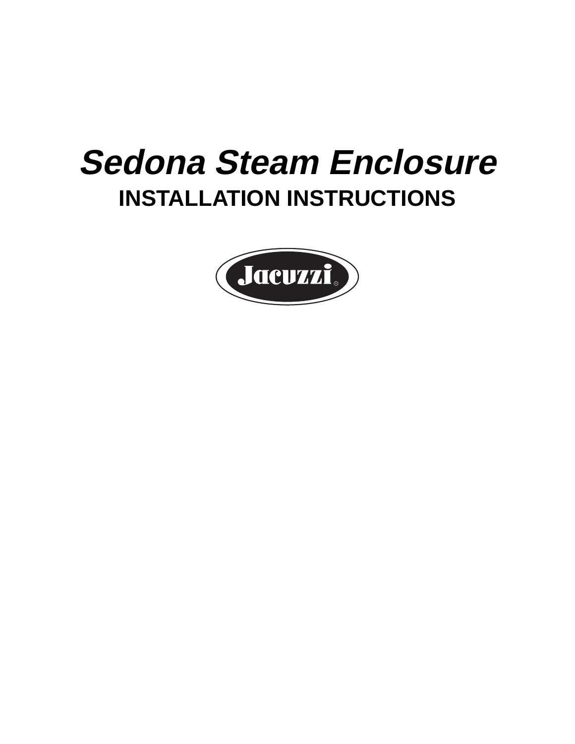# *Sedona Steam Enclosure*

## INSTALLATION INSTRUCTIONS

Jacuzzi®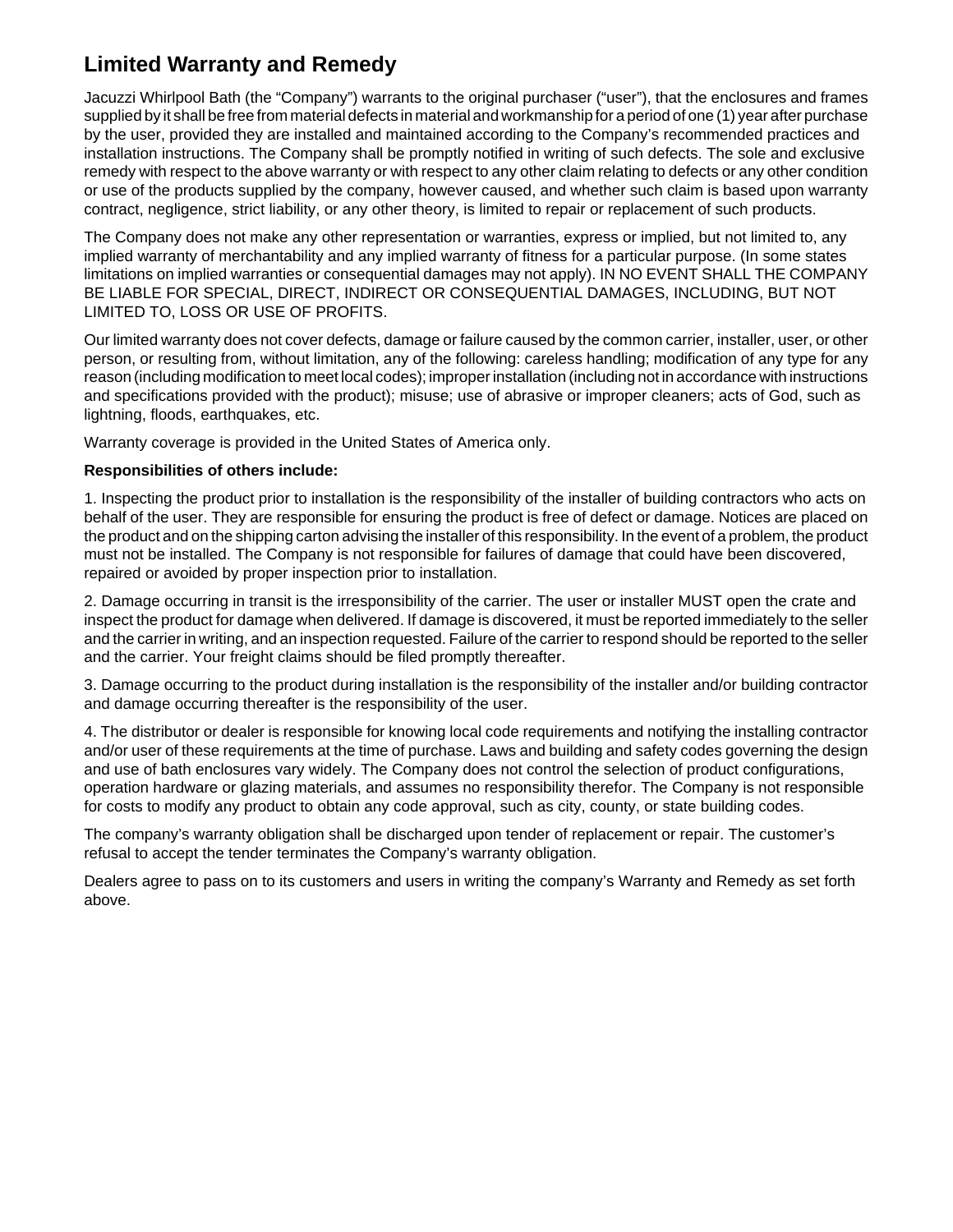## Limited Warranty and Remedy

Jacuzzi Whirlpool Bath (the "Company") warrants to the original purchaser ("user"), that the enclosures and frames supplied by it shall be free from material defects in material and workmanship for a period of one (1) year after purchase by the user, provided they are installed and maintained according to the Company's recommended practices and installation instructions. The Company shall be promptly notified in writing of such defects. The sole and exclusive remedy with respect to the above warranty or with respect to any other claim relating to defects or any other condition or use of the products supplied by the company, however caused, and whether such claim is based upon warranty contract, negligence, strict liability, or any other theory, is limited to repair or replacement of such products.

The Company does not make any other representation or warranties, express or implied, but not limited to, any implied warranty of merchantability and any implied warranty of fitness for a particular purpose. (In some states limitations on implied warranties or consequential damages may not apply). IN NO EVENT SHALL THE COMPANY BE LIABLE FOR SPECIAL, DIRECT, INDIRECT OR CONSEQUENTIAL DAMAGES, INCLUDING, BUT NOT LIMITED TO, LOSS OR USE OF PROFITS.

Our limited warranty does not cover defects, damage or failure caused by the common carrier, installer, user, or other person, or resulting from, without limitation, any of the following: careless handling; modification of any type for any reason (including modification to meet local codes); improper installation (including not in accordance with instructions and specifications provided with the product); misuse; use of abrasive or improper cleaners; acts of God, such as lightning, floods, earthquakes, etc.

Warranty coverage is provided in the United States of America only.

**Responsibilities of others include:**

1. Inspecting the product prior to installation is the responsibility of the installer of building contractors who acts on behalf of the user. They are responsible for ensuring the product is free of defect or damage. Notices are placed on the product and on the shipping carton advising the installer of this responsibility. In the event of a problem, the product must not be installed. The Company is not responsible for failures of damage that could have been discovered, repaired or avoided by proper inspection prior to installation.

2. Damage occurring in transit is the irresponsibility of the carrier. The user or installer MUST open the crate and inspect the product for damage when delivered. If damage is discovered, it must be reported immediately to the seller and the carrier in writing, and an inspection requested. Failure of the carrier to respond should be reported to the seller and the carrier. Your freight claims should be filed promptly thereafter.

3. Damage occurring to the product during installation is the responsibility of the installer and/or building contractor and damage occurring thereafter is the responsibility of the user.

4. The distributor or dealer is responsible for knowing local code requirements and notifying the installing contractor and/or user of these requirements at the time of purchase. Laws and building and safety codes governing the design and use of bath enclosures vary widely. The Company does not control the selection of product configurations, operation hardware or glazing materials, and assumes no responsibility therefor. The Company is not responsible for costs to modify any product to obtain any code approval, such as city, county, or state building codes.

The company's warranty obligation shall be discharged upon tender of replacement or repair. The customer's refusal to accept the tender terminates the Company's warranty obligation.

Dealers agree to pass on to its customers and users in writing the company's Warranty and Remedy as set forth above.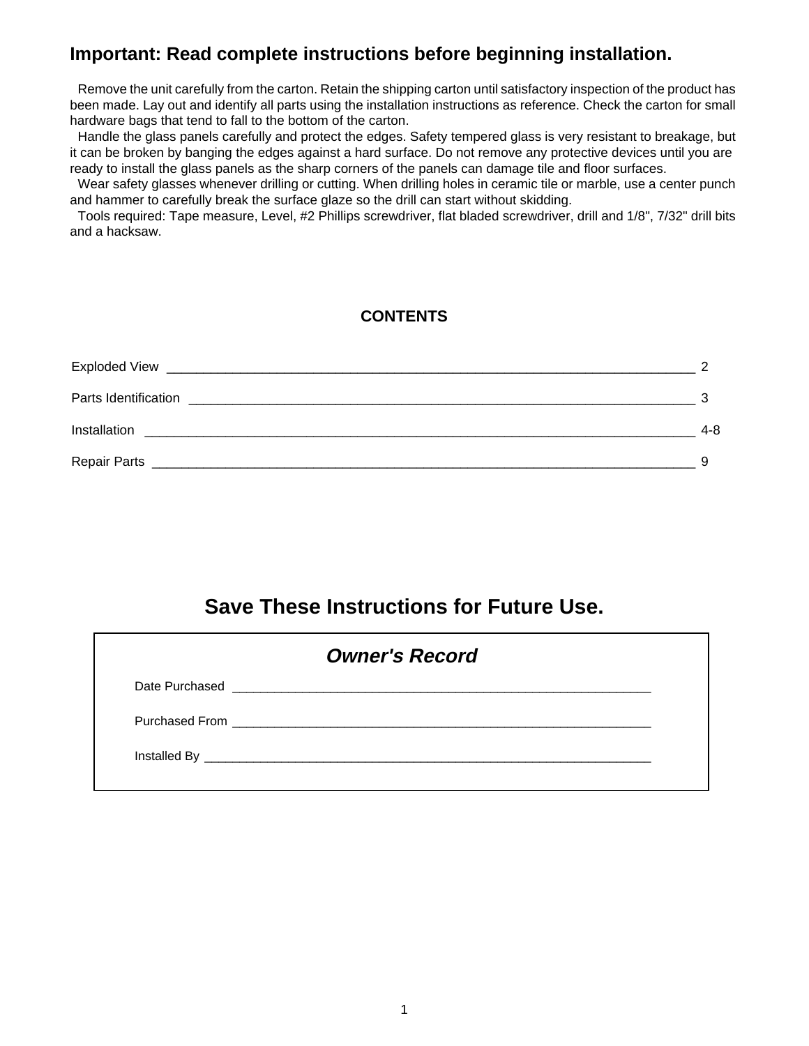## Important: Read complete instructions before beginning installation.

Remove the unit carefully from the carton. Retain the shipping carton until satisfactory inspection of the product has been made. Lay out and identify all parts using the installation instructions as reference. Check the carton for small hardware bags that tend to fall to the bottom of the carton.

Handle the glass panels carefully and protect the edges. Safety tempered glass is very resistant to breakage, but it can be broken by banging the edges against a hard surface. Do not remove any protective devices until you are ready to install the glass panels as the sharp corners of the panels can damage tile and floor surfaces.

Wear safety glasses whenever drilling or cutting. When drilling holes in ceramic tile or marble, use a center punch and hammer to carefully break the surface glaze so the drill can start without skidding.

Tools required: Tape measure, Level, #2 Phillips screwdriver, flat bladed screwdriver, drill and 1/8", 7/32" drill bits and a hacksaw.

### CONTENTS

Exploded View ______________________________ 2

Parts Identification ______________________________ 3

Installation ______________________________ 4-8

Repair Parts ______________________________ 9

## Save These Instructions for Future Use.

### *Owner's Record*

Date Purchased ______________________________

Purchased From ______________________________

Installed By ______________________________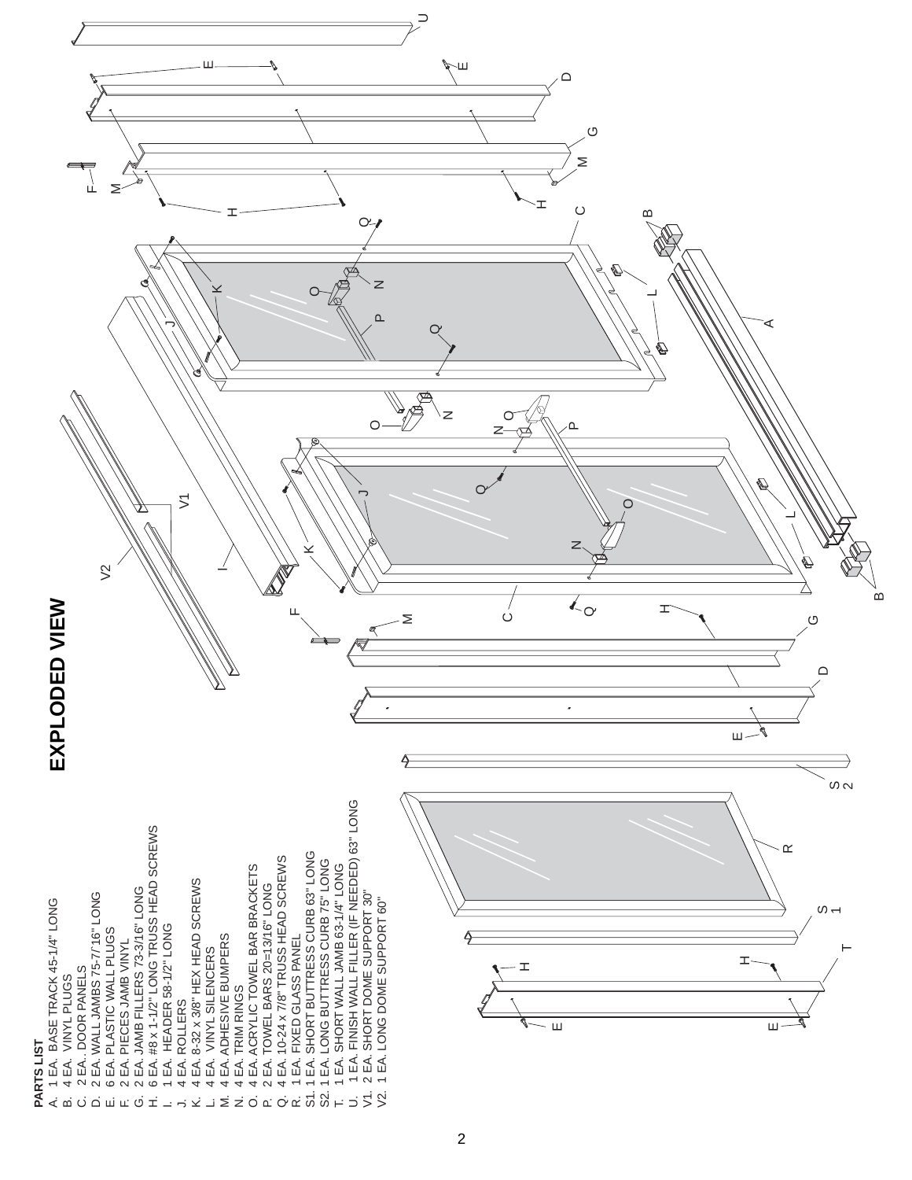## EXPLODED VIEW

**PARTS LIST**

- A. 1 EA. BASE TRACK 45-1/4" LONG
- B. 4 EA. VINYL PLUGS
- C. 2 EA. DOOR PANELS
- D. 2 EA. WALL JAMBS 75-7/16" LONG
- E. 6 EA. PLASTIC WALL PLUGS
- F. 2 EA. PIECES JAMB VINYL
- G. 2 EA. JAMB FILLERS 73-3/16" LONG
- H. 6 EA. #8 x 1-1/2" LONG TRUSS HEAD SCREWS
- I. 1 EA. HEADER 58-1/2" LONG
- J. 4 EA. ROLLERS
- K. 4 EA. 8-32 x 3/8" HEX HEAD SCREWS
- L. 4 EA. VINYL SILENCERS
- M. 4 EA. ADHESIVE BUMPERS
- N. 4 EA. TRIM RINGS
- O. 4 EA. ACRYLIC TOWEL BAR BRACKETS
- P. 2 EA. TOWEL BARS 20-13/16" LONG
- Q. 4 EA. 10-24 x 7/8" TRUSS HEAD SCREWS
- R. 1 EA. FIXED GLASS PANEL
- S1. 1 EA. SHORT BUTTRESS CURB 63" LONG
- S2. 1 EA. LONG BUTTRESS CURB 75" LONG
- T. 1 EA. SHORT WALL JAMB 63-1/4" LONG
- U. 1 EA. FINISH WALL FILLER (IF NEEDED) 63" LONG
- V1. 2 EA. SHORT DOME SUPPORT 30"
- V2. 1 EA. LONG DOME SUPPORT 60"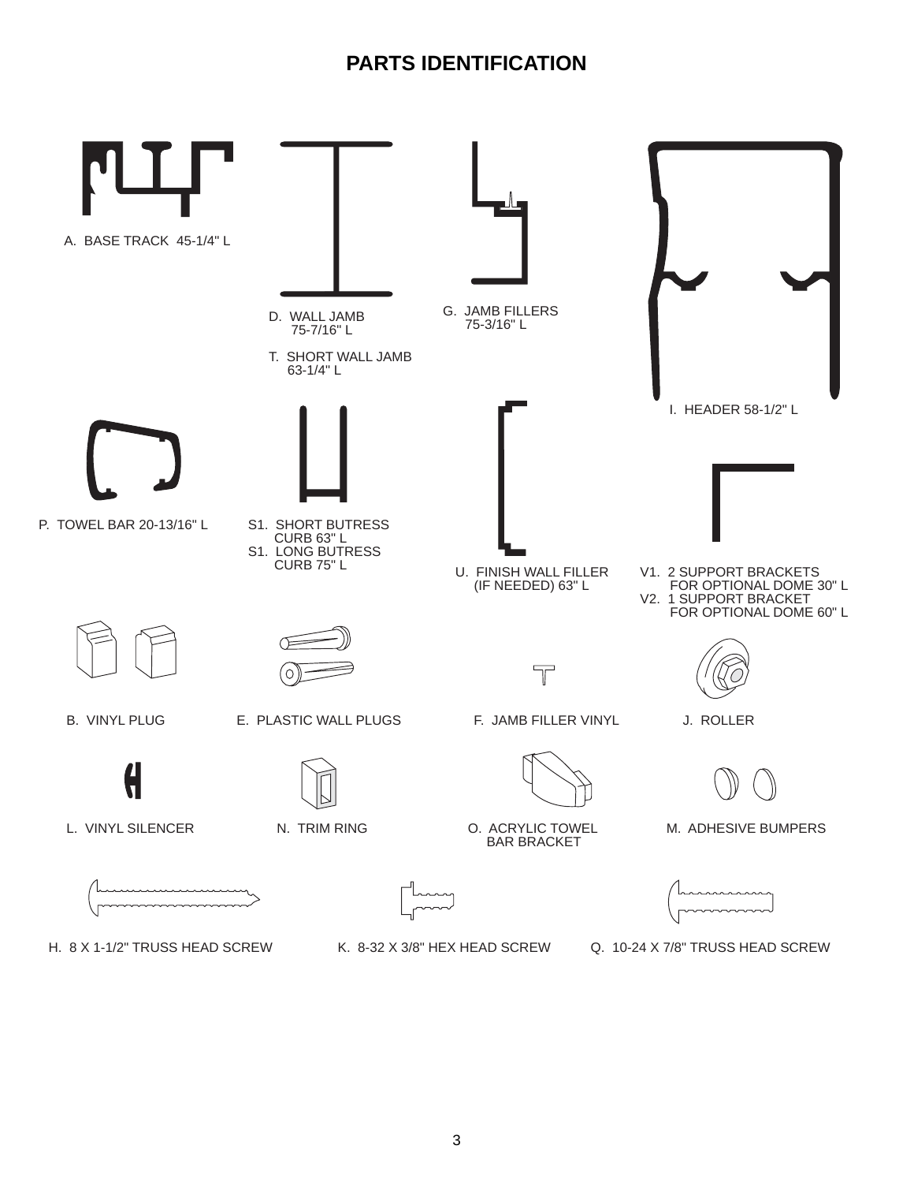# PARTS IDENTIFICATION

A. BASE TRACK 45-1/4" L

D. WALL JAMB 75-7/16" L

T. SHORT WALL JAMB 63-1/4" L

G. JAMB FILLERS 75-3/16" L

I. HEADER 58-1/2" L

P. TOWEL BAR 20-13/16" L

S1. SHORT BUTRESS CURB 63" L
S1. LONG BUTRESS CURB 75" L

U. FINISH WALL FILLER (IF NEEDED) 63" L

V1. 2 SUPPORT BRACKETS FOR OPTIONAL DOME 30" L
V2. 1 SUPPORT BRACKET FOR OPTIONAL DOME 60" L

B. VINYL PLUG

E. PLASTIC WALL PLUGS

F. JAMB FILLER VINYL

J. ROLLER

L. VINYL SILENCER

N. TRIM RING

O. ACRYLIC TOWEL BAR BRACKET

M. ADHESIVE BUMPERS

H. 8 X 1-1/2" TRUSS HEAD SCREW

K. 8-32 X 3/8" HEX HEAD SCREW

Q. 10-24 X 7/8" TRUSS HEAD SCREW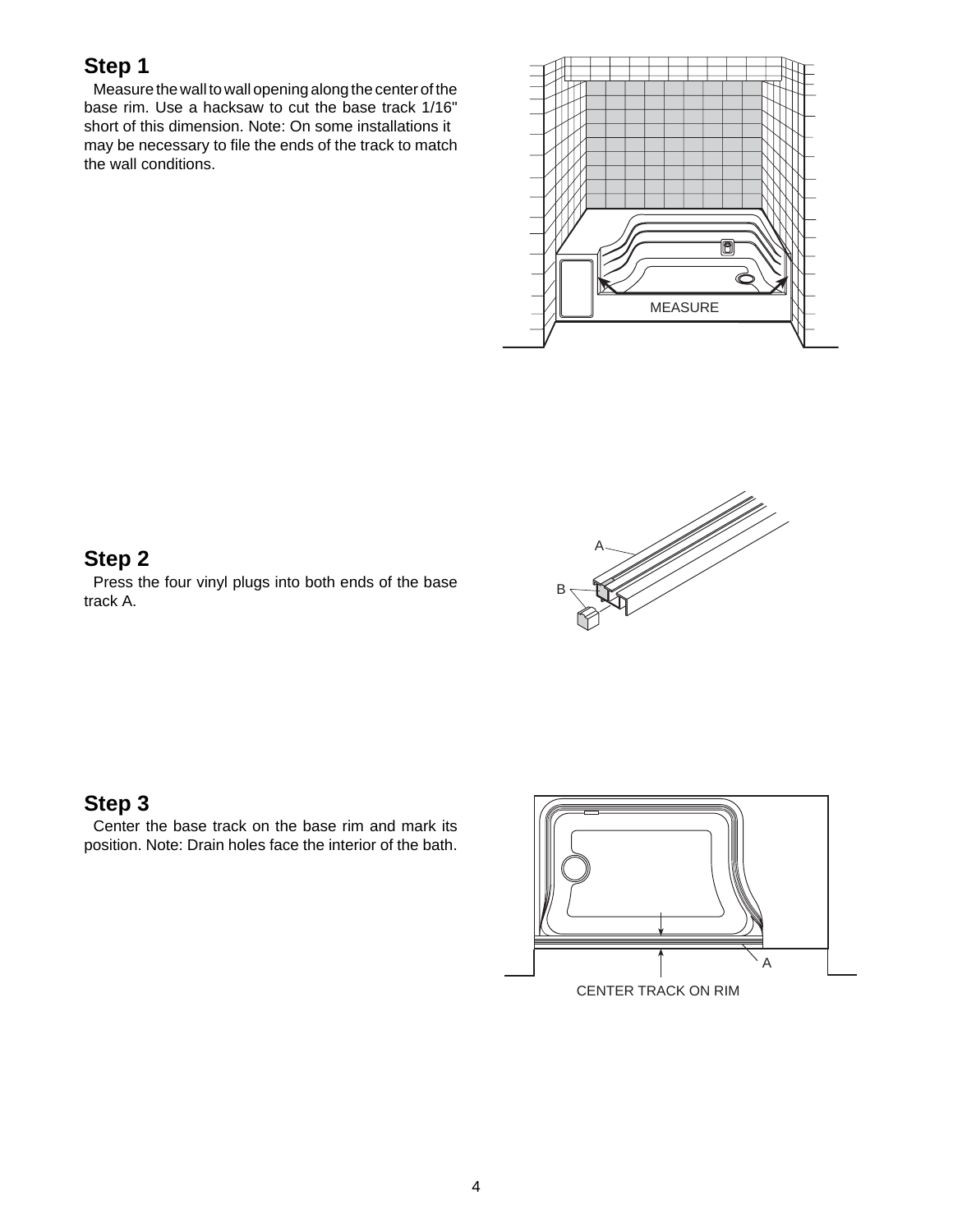## Step 1

Measure the wall to wall opening along the center of the base rim. Use a hacksaw to cut the base track 1/16" short of this dimension. Note: On some installations it may be necessary to file the ends of the track to match the wall conditions.

MEASURE

## Step 2

Press the four vinyl plugs into both ends of the base track A.

A

B

## Step 3

Center the base track on the base rim and mark its position. Note: Drain holes face the interior of the bath.

A

CENTER TRACK ON RIM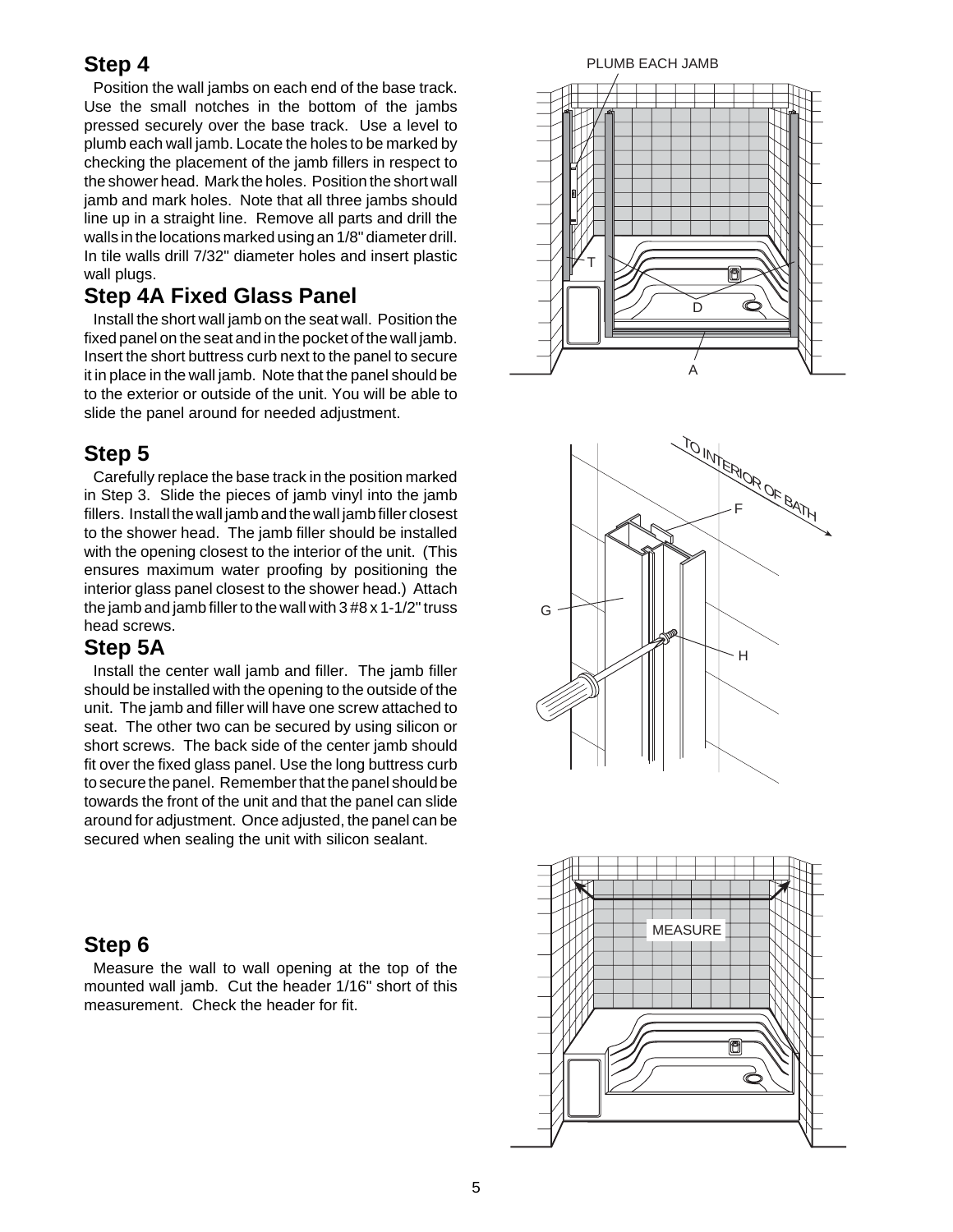## Step 4

Position the wall jambs on each end of the base track. Use the small notches in the bottom of the jambs pressed securely over the base track. Use a level to plumb each wall jamb. Locate the holes to be marked by checking the placement of the jamb fillers in respect to the shower head. Mark the holes. Position the short wall jamb and mark holes. Note that all three jambs should line up in a straight line. Remove all parts and drill the walls in the locations marked using an 1/8" diameter drill. In tile walls drill 7/32" diameter holes and insert plastic wall plugs.

## Step 4A Fixed Glass Panel

Install the short wall jamb on the seat wall. Position the fixed panel on the seat and in the pocket of the wall jamb. Insert the short buttress curb next to the panel to secure it in place in the wall jamb. Note that the panel should be to the exterior or outside of the unit. You will be able to slide the panel around for needed adjustment.

## Step 5

Carefully replace the base track in the position marked in Step 3. Slide the pieces of jamb vinyl into the jamb fillers. Install the wall jamb and the wall jamb filler closest to the shower head. The jamb filler should be installed with the opening closest to the interior of the unit. (This ensures maximum water proofing by positioning the interior glass panel closest to the shower head.) Attach the jamb and jamb filler to the wall with 3 #8 x 1-1/2" truss head screws.

## Step 5A

Install the center wall jamb and filler. The jamb filler should be installed with the opening to the outside of the unit. The jamb and filler will have one screw attached to seat. The other two can be secured by using silicon or short screws. The back side of the center jamb should fit over the fixed glass panel. Use the long buttress curb to secure the panel. Remember that the panel should be towards the front of the unit and that the panel can slide around for adjustment. Once adjusted, the panel can be secured when sealing the unit with silicon sealant.

## Step 6

Measure the wall to wall opening at the top of the mounted wall jamb. Cut the header 1/16" short of this measurement. Check the header for fit.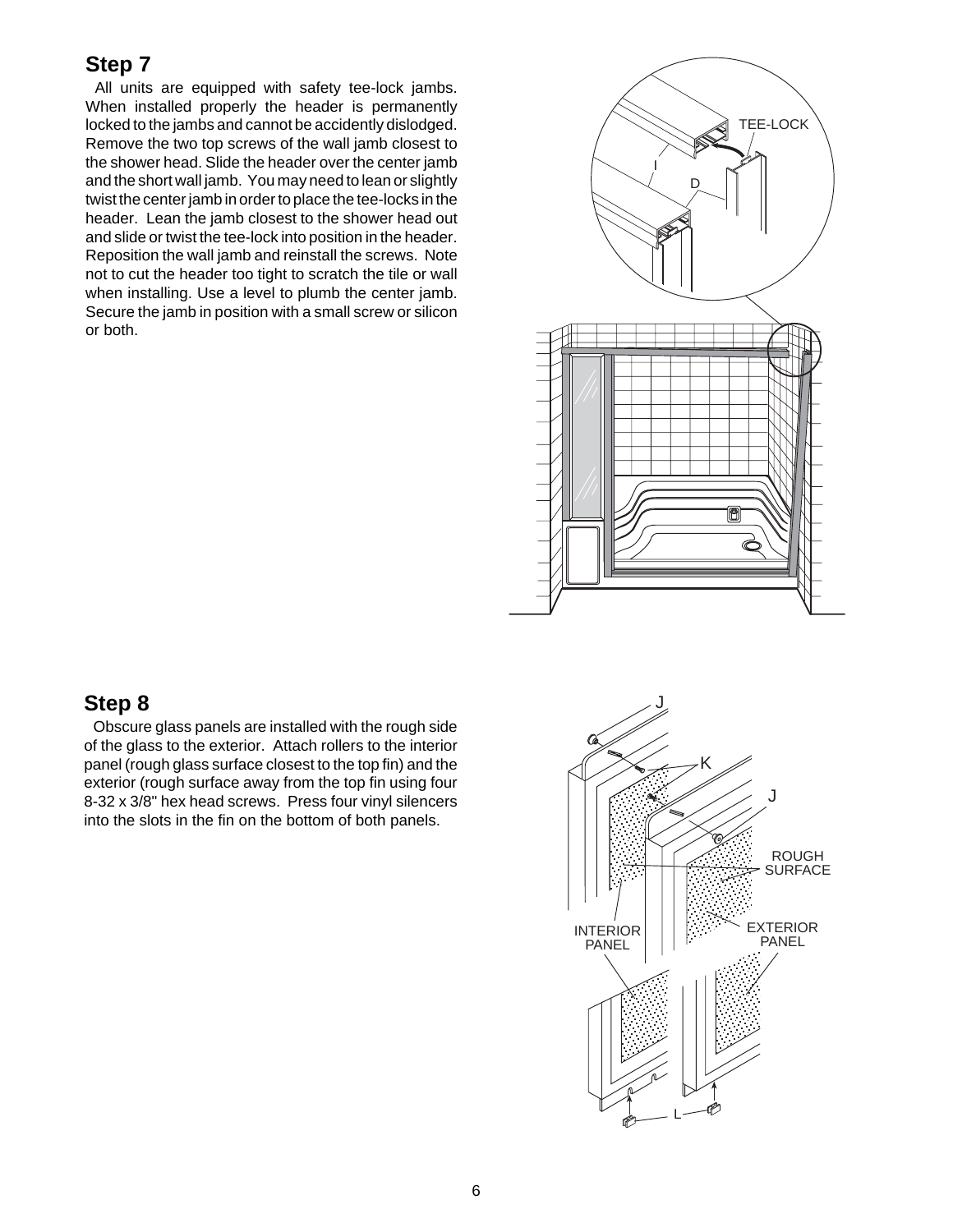## Step 7

All units are equipped with safety tee-lock jambs. When installed properly the header is permanently locked to the jambs and cannot be accidently dislodged. Remove the two top screws of the wall jamb closest to the shower head. Slide the header over the center jamb and the short wall jamb. You may need to lean or slightly twist the center jamb in order to place the tee-locks in the header. Lean the jamb closest to the shower head out and slide or twist the tee-lock into position in the header. Reposition the wall jamb and reinstall the screws. Note not to cut the header too tight to scratch the tile or wall when installing. Use a level to plumb the center jamb. Secure the jamb in position with a small screw or silicon or both.

## Step 8

Obscure glass panels are installed with the rough side of the glass to the exterior. Attach rollers to the interior panel (rough glass surface closest to the top fin) and the exterior (rough surface away from the top fin using four 8-32 x 3/8" hex head screws. Press four vinyl silencers into the slots in the fin on the bottom of both panels.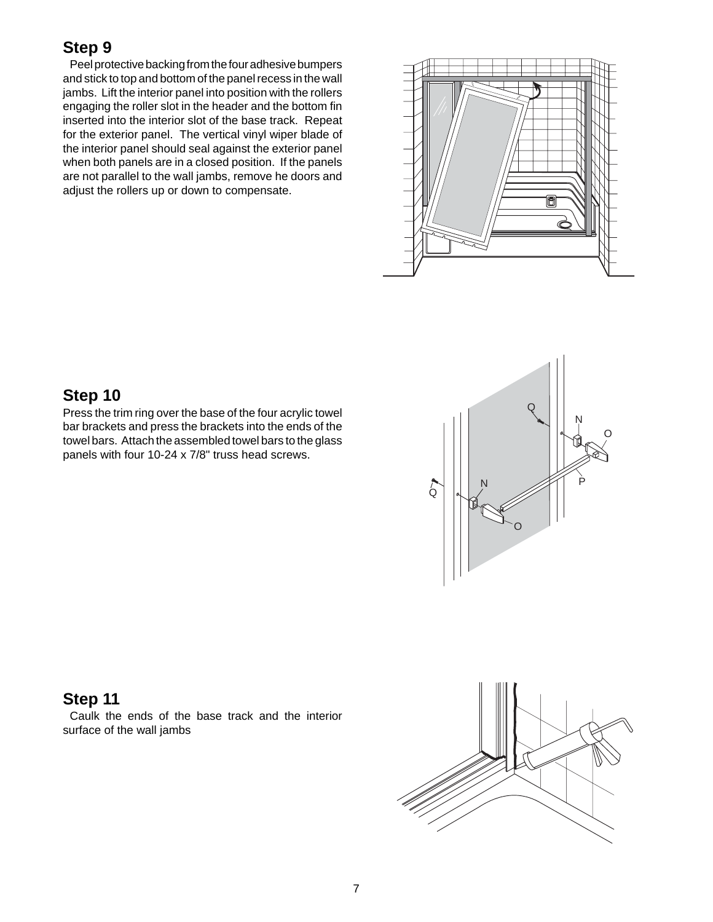## Step 9

Peel protective backing from the four adhesive bumpers and stick to top and bottom of the panel recess in the wall jambs. Lift the interior panel into position with the rollers engaging the roller slot in the header and the bottom fin inserted into the interior slot of the base track. Repeat for the exterior panel. The vertical vinyl wiper blade of the interior panel should seal against the exterior panel when both panels are in a closed position. If the panels are not parallel to the wall jambs, remove he doors and adjust the rollers up or down to compensate.

## Step 10

Press the trim ring over the base of the four acrylic towel bar brackets and press the brackets into the ends of the towel bars. Attach the assembled towel bars to the glass panels with four 10-24 x 7/8" truss head screws.

## Step 11

Caulk the ends of the base track and the interior surface of the wall jambs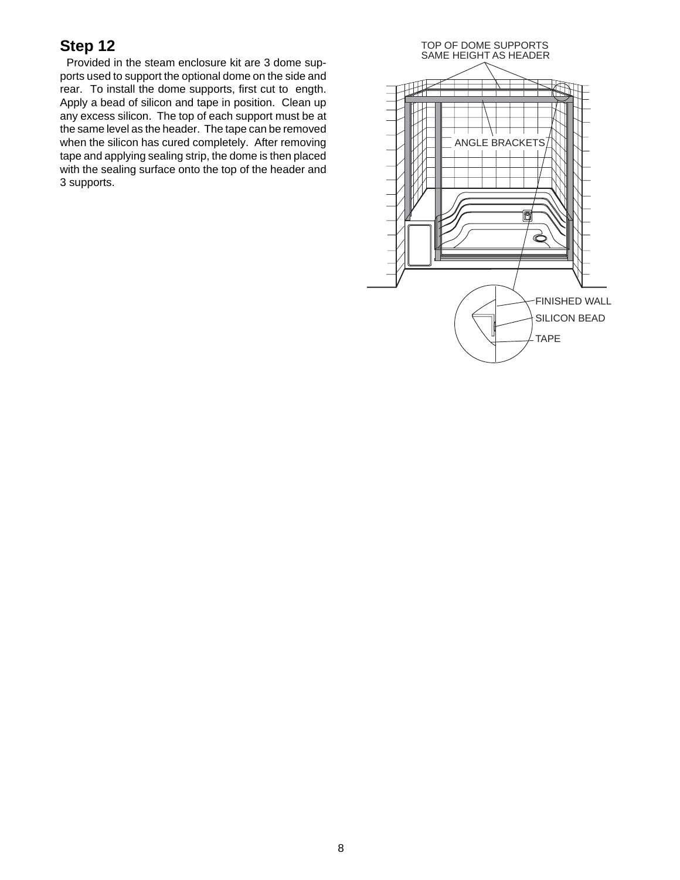## Step 12

Provided in the steam enclosure kit are 3 dome supports used to support the optional dome on the side and rear. To install the dome supports, first cut to ength. Apply a bead of silicon and tape in position. Clean up any excess silicon. The top of each support must be at the same level as the header. The tape can be removed when the silicon has cured completely. After removing tape and applying sealing strip, the dome is then placed with the sealing surface onto the top of the header and 3 supports.

TOP OF DOME SUPPORTS SAME HEIGHT AS HEADER

ANGLE BRACKETS

FINISHED WALL

SILICON BEAD

TAPE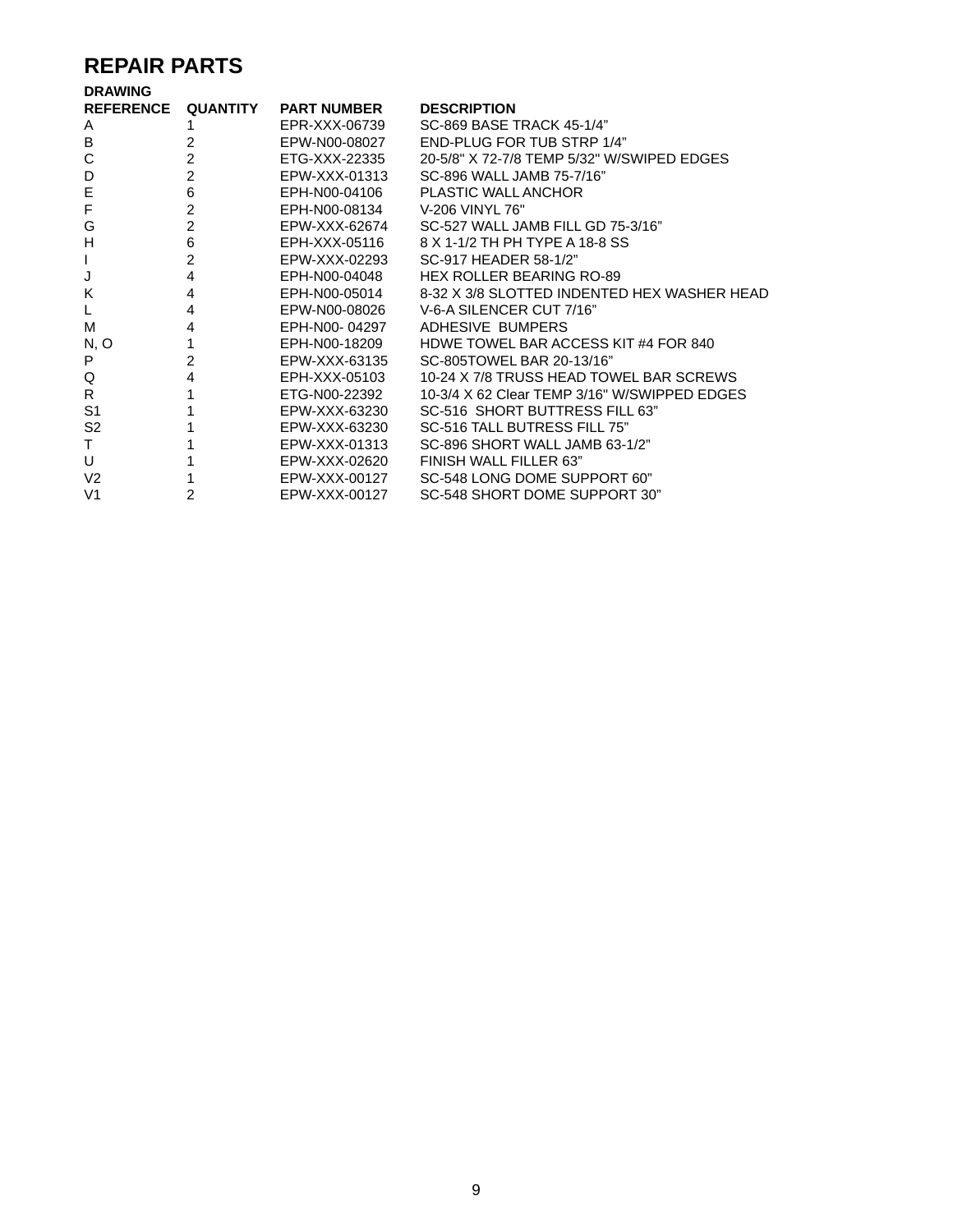# REPAIR PARTS

| DRAWING REFERENCE | QUANTITY | PART NUMBER | DESCRIPTION |
|---|---|---|---|
| A | 1 | EPR-XXX-06739 | SC-869 BASE TRACK 45-1/4” |
| B | 2 | EPW-N00-08027 | END-PLUG FOR TUB STRP 1/4” |
| C | 2 | ETG-XXX-22335 | 20-5/8" X 72-7/8 TEMP 5/32" W/SWIPED EDGES |
| D | 2 | EPW-XXX-01313 | SC-896 WALL JAMB 75-7/16” |
| E | 6 | EPH-N00-04106 | PLASTIC WALL ANCHOR |
| F | 2 | EPH-N00-08134 | V-206 VINYL 76" |
| G | 2 | EPW-XXX-62674 | SC-527 WALL JAMB FILL GD 75-3/16” |
| H | 6 | EPH-XXX-05116 | 8 X 1-1/2 TH PH TYPE A 18-8 SS |
| I | 2 | EPW-XXX-02293 | SC-917 HEADER 58-1/2” |
| J | 4 | EPH-N00-04048 | HEX ROLLER BEARING RO-89 |
| K | 4 | EPH-N00-05014 | 8-32 X 3/8 SLOTTED INDENTED HEX WASHER HEAD |
| L | 4 | EPW-N00-08026 | V-6-A SILENCER CUT 7/16” |
| M | 4 | EPH-N00- 04297 | ADHESIVE BUMPERS |
| N, O | 1 | EPH-N00-18209 | HDWE TOWEL BAR ACCESS KIT #4 FOR 840 |
| P | 2 | EPW-XXX-63135 | SC-805TOWEL BAR 20-13/16” |
| Q | 4 | EPH-XXX-05103 | 10-24 X 7/8 TRUSS HEAD TOWEL BAR SCREWS |
| R | 1 | ETG-N00-22392 | 10-3/4 X 62 Clear TEMP 3/16" W/SWIPPED EDGES |
| S1 | 1 | EPW-XXX-63230 | SC-516 SHORT BUTTRESS FILL 63” |
| S2 | 1 | EPW-XXX-63230 | SC-516 TALL BUTRESS FILL 75” |
| T | 1 | EPW-XXX-01313 | SC-896 SHORT WALL JAMB 63-1/2” |
| U | 1 | EPW-XXX-02620 | FINISH WALL FILLER 63” |
| V2 | 1 | EPW-XXX-00127 | SC-548 LONG DOME SUPPORT 60” |
| V1 | 2 | EPW-XXX-00127 | SC-548 SHORT DOME SUPPORT 30” |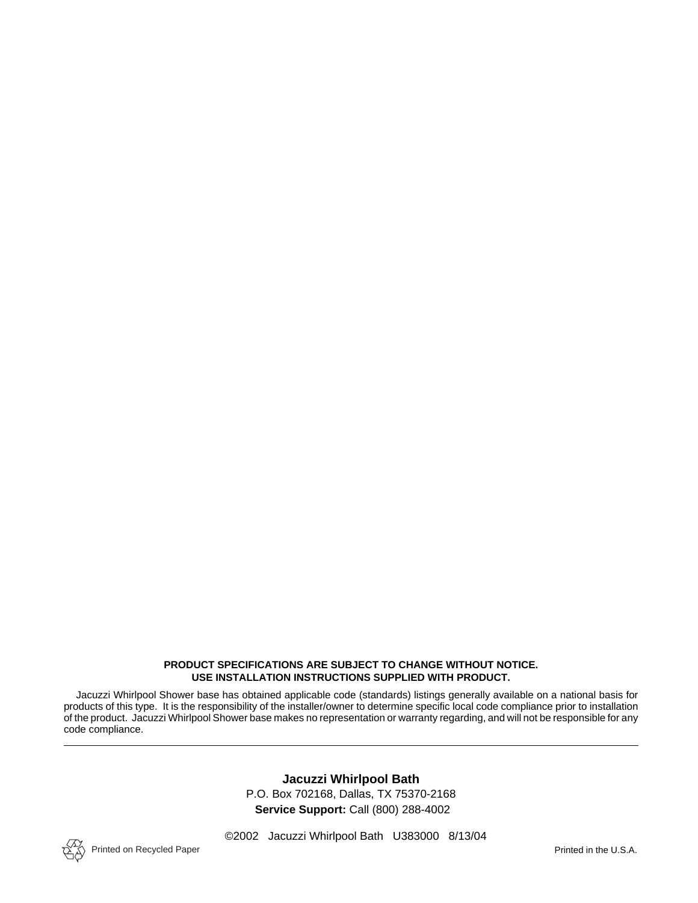**PRODUCT SPECIFICATIONS ARE SUBJECT TO CHANGE WITHOUT NOTICE.**
**USE INSTALLATION INSTRUCTIONS SUPPLIED WITH PRODUCT.**

Jacuzzi Whirlpool Shower base has obtained applicable code (standards) listings generally available on a national basis for products of this type. It is the responsibility of the installer/owner to determine specific local code compliance prior to installation of the product. Jacuzzi Whirlpool Shower base makes no representation or warranty regarding, and will not be responsible for any code compliance.

---

**Jacuzzi Whirlpool Bath**
P.O. Box 702168, Dallas, TX 75370-2168
**Service Support:** Call (800) 288-4002

©2002 Jacuzzi Whirlpool Bath U383000 8/13/04

Printed on Recycled Paper

Printed in the U.S.A.